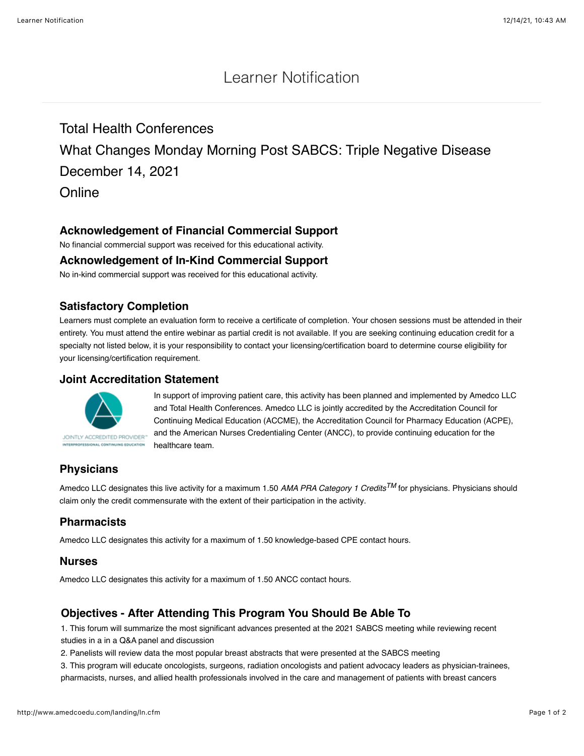# Learner Notification

## Total Health Conferences

## What Changes Monday Morning Post SABCS: Triple Negative Disease

## December 14, 2021

## Online

### Acknowledgement of Financial Commercial Support

No financial commercial support was received for this educational activity.

### Acknowledgement of In-Kind Commercial Support

No in-kind commercial support was received for this educational activity.

### Satisfactory Completion

Learners must complete an evaluation form to receive a certificate of completion. Your chosen sessions must be attended in their entirety. You must attend the entire webinar as partial credit is not available. If you are seeking continuing education credit for a specialty not listed below, it is your responsibility to contact your licensing/certification board to determine course eligibility for your licensing/certification requirement.

### Joint Accreditation Statement

JOINTLY ACCREDITED PROVIDER™
INTERPROFESSIONAL CONTINUING EDUCATION

In support of improving patient care, this activity has been planned and implemented by Amedco LLC and Total Health Conferences. Amedco LLC is jointly accredited by the Accreditation Council for Continuing Medical Education (ACCME), the Accreditation Council for Pharmacy Education (ACPE), and the American Nurses Credentialing Center (ANCC), to provide continuing education for the healthcare team.

### Physicians

Amedco LLC designates this live activity for a maximum 1.50 *AMA PRA Category 1 Credits*™ for physicians. Physicians should claim only the credit commensurate with the extent of their participation in the activity.

### Pharmacists

Amedco LLC designates this activity for a maximum of 1.50 knowledge-based CPE contact hours.

### Nurses

Amedco LLC designates this activity for a maximum of 1.50 ANCC contact hours.

### Objectives - After Attending This Program You Should Be Able To

1. This forum will summarize the most significant advances presented at the 2021 SABCS meeting while reviewing recent studies in a in a Q&A panel and discussion
2. Panelists will review data the most popular breast abstracts that were presented at the SABCS meeting
3. This program will educate oncologists, surgeons, radiation oncologists and patient advocacy leaders as physician-trainees, pharmacists, nurses, and allied health professionals involved in the care and management of patients with breast cancers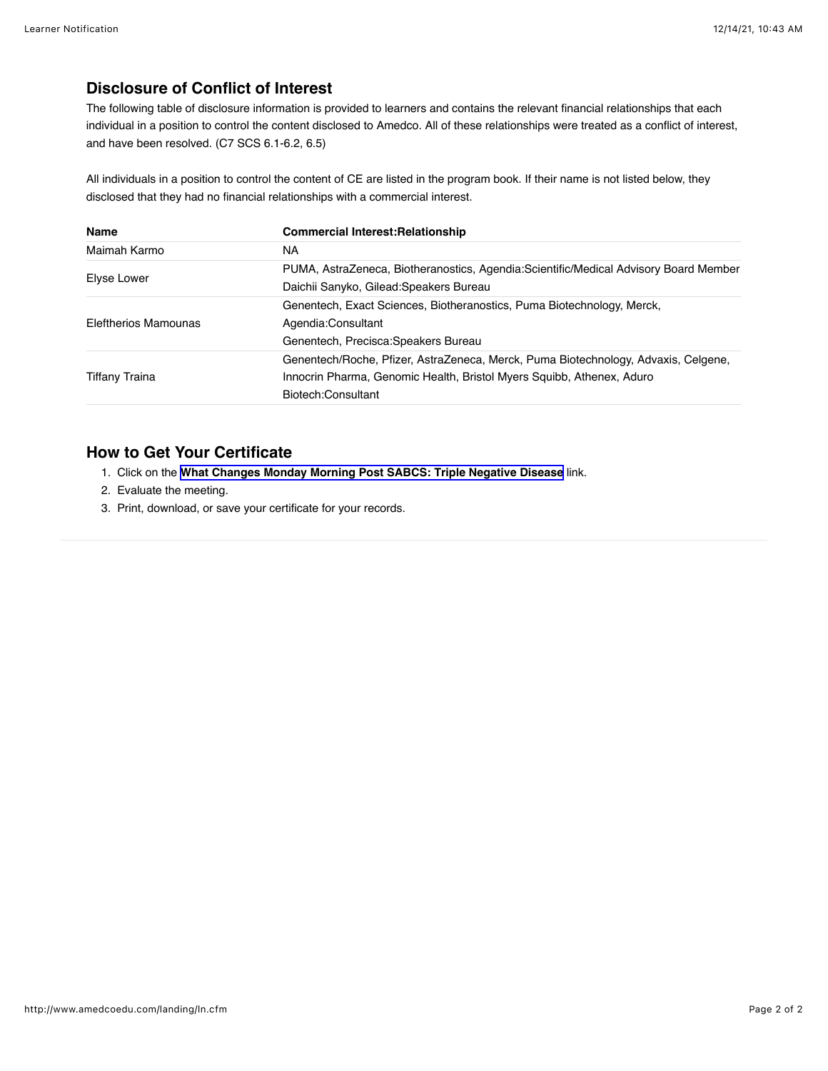## Disclosure of Conflict of Interest

The following table of disclosure information is provided to learners and contains the relevant financial relationships that each individual in a position to control the content disclosed to Amedco. All of these relationships were treated as a conflict of interest, and have been resolved. (C7 SCS 6.1-6.2, 6.5)

All individuals in a position to control the content of CE are listed in the program book. If their name is not listed below, they disclosed that they had no financial relationships with a commercial interest.

| Name | Commercial Interest:Relationship |
|---|---|
| Maimah Karmo | NA |
| Elyse Lower | PUMA, AstraZeneca, Biotheranostics, Agendia:Scientific/Medical Advisory Board Member<br>Daichii Sanyko, Gilead:Speakers Bureau |
| Eleftherios Mamounas | Genentech, Exact Sciences, Biotheranostics, Puma Biotechnology, Merck, Agendia:Consultant<br>Genentech, Precisca:Speakers Bureau |
| Tiffany Traina | Genentech/Roche, Pfizer, AstraZeneca, Merck, Puma Biotechnology, Advaxis, Celgene, Innocrin Pharma, Genomic Health, Bristol Myers Squibb, Athenex, Aduro Biotech:Consultant |

## How to Get Your Certificate

1. Click on the **What Changes Monday Morning Post SABCS: Triple Negative Disease** link.
2. Evaluate the meeting.
3. Print, download, or save your certificate for your records.